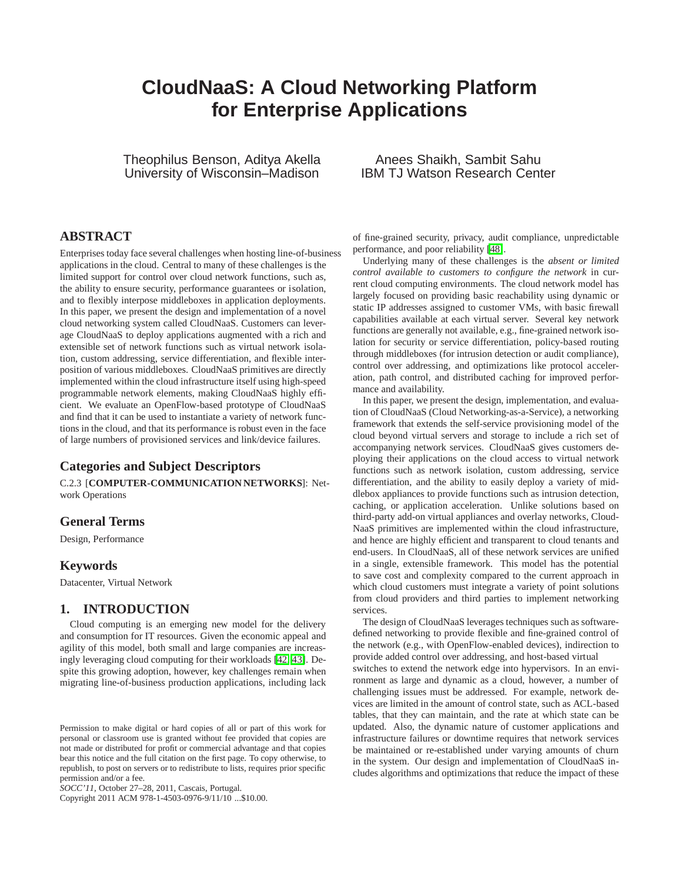# CloudNaaS: A Cloud Networking Platform for Enterprise Applications

Theophilus Benson, Aditya Akella
University of Wisconsin–Madison

Anees Shaikh, Sambit Sahu
IBM TJ Watson Research Center

## ABSTRACT

Enterprises today face several challenges when hosting line-of-business applications in the cloud. Central to many of these challenges is the limited support for control over cloud network functions, such as, the ability to ensure security, performance guarantees or isolation, and to flexibly interpose middleboxes in application deployments. In this paper, we present the design and implementation of a novel cloud networking system called CloudNaaS. Customers can leverage CloudNaaS to deploy applications augmented with a rich and extensible set of network functions such as virtual network isolation, custom addressing, service differentiation, and flexible interposition of various middleboxes. CloudNaaS primitives are directly implemented within the cloud infrastructure itself using high-speed programmable network elements, making CloudNaaS highly efficient. We evaluate an OpenFlow-based prototype of CloudNaaS and find that it can be used to instantiate a variety of network functions in the cloud, and that its performance is robust even in the face of large numbers of provisioned services and link/device failures.

## Categories and Subject Descriptors

C.2.3 [**COMPUTER-COMMUNICATION NETWORKS**]: Network Operations

## General Terms

Design, Performance

## Keywords

Datacenter, Virtual Network

## 1. INTRODUCTION

Cloud computing is an emerging new model for the delivery and consumption for IT resources. Given the economic appeal and agility of this model, both small and large companies are increasingly leveraging cloud computing for their workloads [42, 43]. Despite this growing adoption, however, key challenges remain when migrating line-of-business production applications, including lack of fine-grained security, privacy, audit compliance, unpredictable performance, and poor reliability [48].

Underlying many of these challenges is the *absent or limited control available to customers to configure the network* in current cloud computing environments. The cloud network model has largely focused on providing basic reachability using dynamic or static IP addresses assigned to customer VMs, with basic firewall capabilities available at each virtual server. Several key network functions are generally not available, e.g., fine-grained network isolation for security or service differentiation, policy-based routing through middleboxes (for intrusion detection or audit compliance), control over addressing, and optimizations like protocol acceleration, path control, and distributed caching for improved performance and availability.

In this paper, we present the design, implementation, and evaluation of CloudNaaS (Cloud Networking-as-a-Service), a networking framework that extends the self-service provisioning model of the cloud beyond virtual servers and storage to include a rich set of accompanying network services. CloudNaaS gives customers deploying their applications on the cloud access to virtual network functions such as network isolation, custom addressing, service differentiation, and the ability to easily deploy a variety of middlebox appliances to provide functions such as intrusion detection, caching, or application acceleration. Unlike solutions based on third-party add-on virtual appliances and overlay networks, CloudNaaS primitives are implemented within the cloud infrastructure, and hence are highly efficient and transparent to cloud tenants and end-users. In CloudNaaS, all of these network services are unified in a single, extensible framework. This model has the potential to save cost and complexity compared to the current approach in which cloud customers must integrate a variety of point solutions from cloud providers and third parties to implement networking services.

The design of CloudNaaS leverages techniques such as software-defined networking to provide flexible and fine-grained control of the network (e.g., with OpenFlow-enabled devices), indirection to provide added control over addressing, and host-based virtual switches to extend the network edge into hypervisors. In an environment as large and dynamic as a cloud, however, a number of challenging issues must be addressed. For example, network devices are limited in the amount of control state, such as ACL-based tables, that they can maintain, and the rate at which state can be updated. Also, the dynamic nature of customer applications and infrastructure failures or downtime requires that network services be maintained or re-established under varying amounts of churn in the system. Our design and implementation of CloudNaaS includes algorithms and optimizations that reduce the impact of these

Permission to make digital or hard copies of all or part of this work for personal or classroom use is granted without fee provided that copies are not made or distributed for profit or commercial advantage and that copies bear this notice and the full citation on the first page. To copy otherwise, to republish, to post on servers or to redistribute to lists, requires prior specific permission and/or a fee.
*SOCC'11*, October 27–28, 2011, Cascais, Portugal.
Copyright 2011 ACM 978-1-4503-0976-9/11/10 ...$10.00.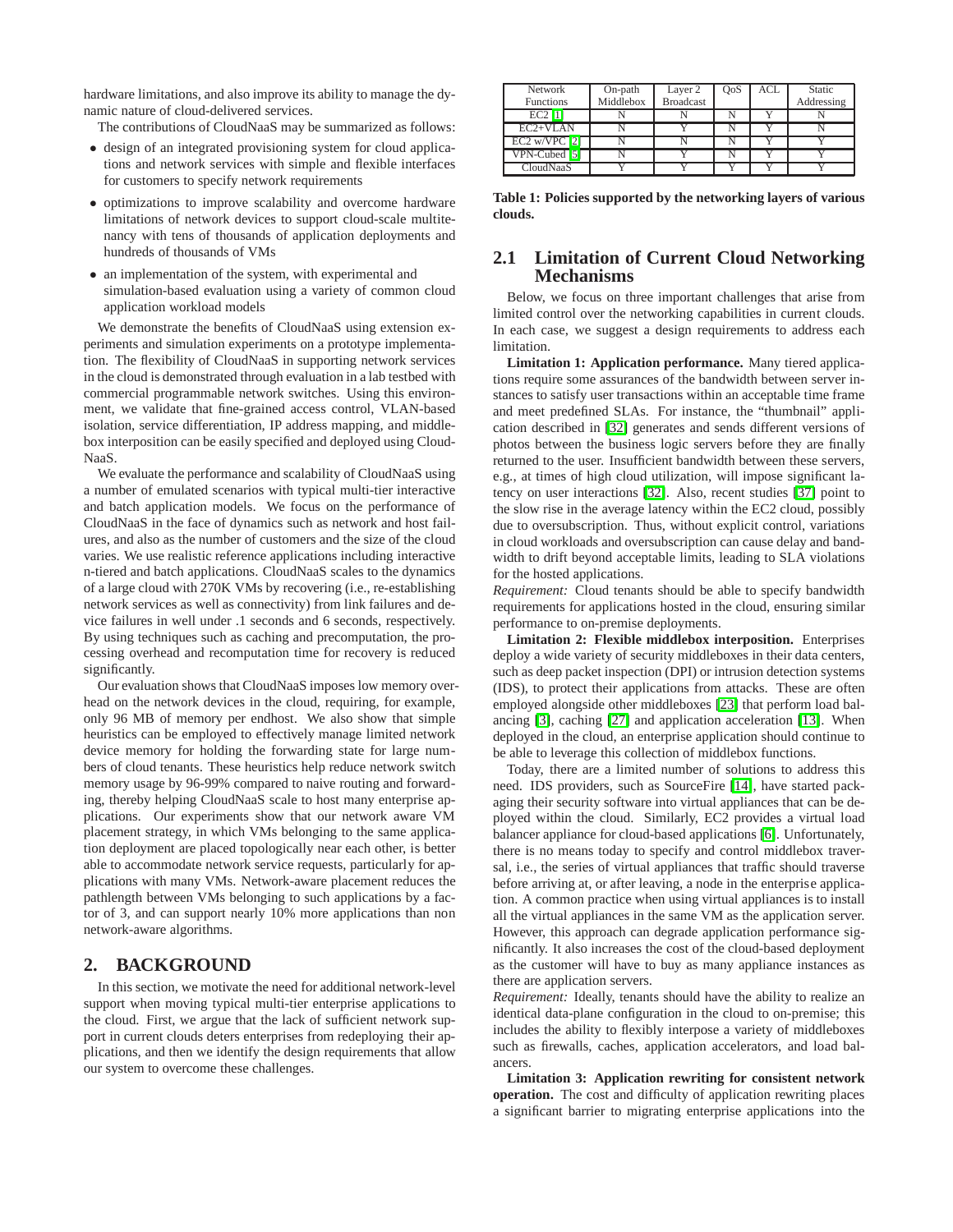hardware limitations, and also improve its ability to manage the dynamic nature of cloud-delivered services.

The contributions of CloudNaaS may be summarized as follows:

- design of an integrated provisioning system for cloud applications and network services with simple and flexible interfaces for customers to specify network requirements
- optimizations to improve scalability and overcome hardware limitations of network devices to support cloud-scale multitenancy with tens of thousands of application deployments and hundreds of thousands of VMs
- an implementation of the system, with experimental and simulation-based evaluation using a variety of common cloud application workload models

We demonstrate the benefits of CloudNaaS using extension experiments and simulation experiments on a prototype implementation. The flexibility of CloudNaaS in supporting network services in the cloud is demonstrated through evaluation in a lab testbed with commercial programmable network switches. Using this environment, we validate that fine-grained access control, VLAN-based isolation, service differentiation, IP address mapping, and middlebox interposition can be easily specified and deployed using CloudNaaS.

We evaluate the performance and scalability of CloudNaaS using a number of emulated scenarios with typical multi-tier interactive and batch application models. We focus on the performance of CloudNaaS in the face of dynamics such as network and host failures, and also as the number of customers and the size of the cloud varies. We use realistic reference applications including interactive n-tiered and batch applications. CloudNaaS scales to the dynamics of a large cloud with 270K VMs by recovering (i.e., re-establishing network services as well as connectivity) from link failures and device failures in well under .1 seconds and 6 seconds, respectively. By using techniques such as caching and precomputation, the processing overhead and recomputation time for recovery is reduced significantly.

Our evaluation shows that CloudNaaS imposes low memory overhead on the network devices in the cloud, requiring, for example, only 96 MB of memory per endhost. We also show that simple heuristics can be employed to effectively manage limited network device memory for holding the forwarding state for large numbers of cloud tenants. These heuristics help reduce network switch memory usage by 96-99% compared to naive routing and forwarding, thereby helping CloudNaaS scale to host many enterprise applications. Our experiments show that our network aware VM placement strategy, in which VMs belonging to the same application deployment are placed topologically near each other, is better able to accommodate network service requests, particularly for applications with many VMs. Network-aware placement reduces the pathlength between VMs belonging to such applications by a factor of 3, and can support nearly 10% more applications than non network-aware algorithms.

# 2. BACKGROUND

In this section, we motivate the need for additional network-level support when moving typical multi-tier enterprise applications to the cloud. First, we argue that the lack of sufficient network support in current clouds deters enterprises from redeploying their applications, and then we identify the design requirements that allow our system to overcome these challenges.

| Network Functions | On-path Middlebox | Layer 2 Broadcast | QoS | ACL | Static Addressing |
|---|---|---|---|---|---|
| EC2 [1] | N | N | N | Y | N |
| EC2+VLAN | N | Y | N | Y | N |
| EC2 w/VPC [2] | N | N | N | Y | Y |
| VPN-Cubed [5] | N | Y | N | Y | Y |
| CloudNaaS | Y | Y | Y | Y | Y |

**Table 1: Policies supported by the networking layers of various clouds.**

## 2.1 Limitation of Current Cloud Networking Mechanisms

Below, we focus on three important challenges that arise from limited control over the networking capabilities in current clouds. In each case, we suggest a design requirements to address each limitation.

**Limitation 1: Application performance.** Many tiered applications require some assurances of the bandwidth between server instances to satisfy user transactions within an acceptable time frame and meet predefined SLAs. For instance, the "thumbnail" application described in [32] generates and sends different versions of photos between the business logic servers before they are finally returned to the user. Insufficient bandwidth between these servers, e.g., at times of high cloud utilization, will impose significant latency on user interactions [32]. Also, recent studies [37] point to the slow rise in the average latency within the EC2 cloud, possibly due to oversubscription. Thus, without explicit control, variations in cloud workloads and oversubscription can cause delay and bandwidth to drift beyond acceptable limits, leading to SLA violations for the hosted applications.

*Requirement:* Cloud tenants should be able to specify bandwidth requirements for applications hosted in the cloud, ensuring similar performance to on-premise deployments.

**Limitation 2: Flexible middlebox interposition.** Enterprises deploy a wide variety of security middleboxes in their data centers, such as deep packet inspection (DPI) or intrusion detection systems (IDS), to protect their applications from attacks. These are often employed alongside other middleboxes [23] that perform load balancing [3], caching [27] and application acceleration [13]. When deployed in the cloud, an enterprise application should continue to be able to leverage this collection of middlebox functions.

Today, there are a limited number of solutions to address this need. IDS providers, such as SourceFire [14], have started packaging their security software into virtual appliances that can be deployed within the cloud. Similarly, EC2 provides a virtual load balancer appliance for cloud-based applications [6]. Unfortunately, there is no means today to specify and control middlebox traversal, i.e., the series of virtual appliances that traffic should traverse before arriving at, or after leaving, a node in the enterprise application. A common practice when using virtual appliances is to install all the virtual appliances in the same VM as the application server. However, this approach can degrade application performance significantly. It also increases the cost of the cloud-based deployment as the customer will have to buy as many appliance instances as there are application servers.

*Requirement:* Ideally, tenants should have the ability to realize an identical data-plane configuration in the cloud to on-premise; this includes the ability to flexibly interpose a variety of middleboxes such as firewalls, caches, application accelerators, and load balancers.

**Limitation 3: Application rewriting for consistent network operation.** The cost and difficulty of application rewriting places a significant barrier to migrating enterprise applications into the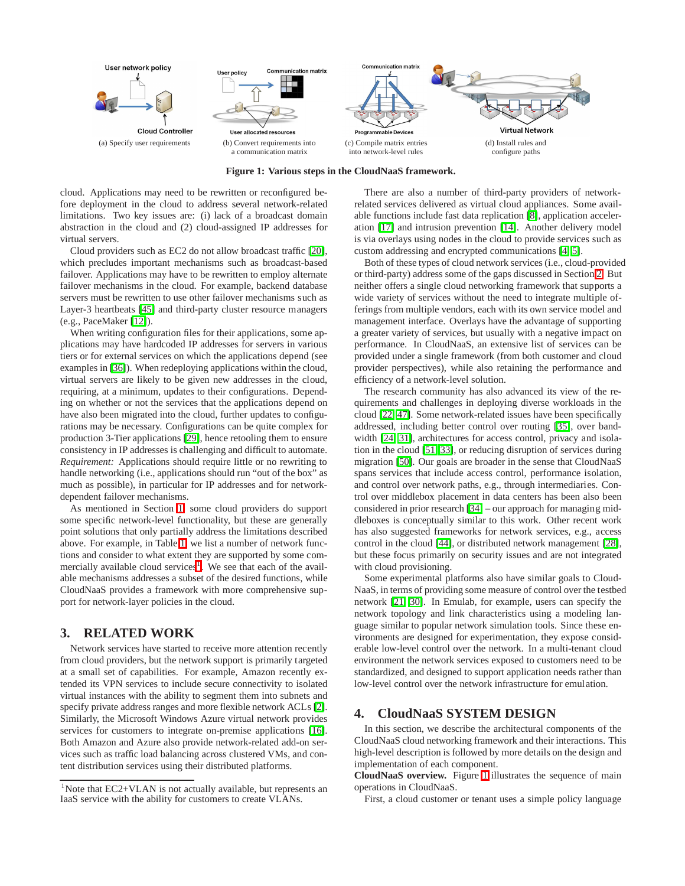(a) Specify user requirements

(b) Convert requirements into a communication matrix

(c) Compile matrix entries into network-level rules

(d) Install rules and configure paths

**Figure 1: Various steps in the CloudNaaS framework.**

cloud. Applications may need to be rewritten or reconfigured before deployment in the cloud to address several network-related limitations. Two key issues are: (i) lack of a broadcast domain abstraction in the cloud and (2) cloud-assigned IP addresses for virtual servers.

Cloud providers such as EC2 do not allow broadcast traffic [20], which precludes important mechanisms such as broadcast-based failover. Applications may have to be rewritten to employ alternate failover mechanisms in the cloud. For example, backend database servers must be rewritten to use other failover mechanisms such as Layer-3 heartbeats [45] and third-party cluster resource managers (e.g., PaceMaker [12]).

When writing configuration files for their applications, some applications may have hardcoded IP addresses for servers in various tiers or for external services on which the applications depend (see examples in [36]). When redeploying applications within the cloud, virtual servers are likely to be given new addresses in the cloud, requiring, at a minimum, updates to their configurations. Depending on whether or not the services that the applications depend on have also been migrated into the cloud, further updates to configurations may be necessary. Configurations can be quite complex for production 3-Tier applications [29], hence retooling them to ensure consistency in IP addresses is challenging and difficult to automate. *Requirement:* Applications should require little or no rewriting to handle networking (i.e., applications should run "out of the box" as much as possible), in particular for IP addresses and for network-dependent failover mechanisms.

As mentioned in Section 1, some cloud providers do support some specific network-level functionality, but these are generally point solutions that only partially address the limitations described above. For example, in Table 1, we list a number of network functions and consider to what extent they are supported by some commercially available cloud services[1]. We see that each of the available mechanisms addresses a subset of the desired functions, while CloudNaaS provides a framework with more comprehensive support for network-layer policies in the cloud.

## 3. RELATED WORK

Network services have started to receive more attention recently from cloud providers, but the network support is primarily targeted at a small set of capabilities. For example, Amazon recently extended its VPN services to include secure connectivity to isolated virtual instances with the ability to segment them into subnets and specify private address ranges and more flexible network ACLs [2]. Similarly, the Microsoft Windows Azure virtual network provides services for customers to integrate on-premise applications [16]. Both Amazon and Azure also provide network-related add-on services such as traffic load balancing across clustered VMs, and content distribution services using their distributed platforms.

There are also a number of third-party providers of network-related services delivered as virtual cloud appliances. Some available functions include fast data replication [8], application acceleration [17] and intrusion prevention [14]. Another delivery model is via overlays using nodes in the cloud to provide services such as custom addressing and encrypted communications [4, 5].

Both of these types of cloud network services (i.e., cloud-provided or third-party) address some of the gaps discussed in Section 2. But neither offers a single cloud networking framework that supports a wide variety of services without the need to integrate multiple offerings from multiple vendors, each with its own service model and management interface. Overlays have the advantage of supporting a greater variety of services, but usually with a negative impact on performance. In CloudNaaS, an extensive list of services can be provided under a single framework (from both customer and cloud provider perspectives), while also retaining the performance and efficiency of a network-level solution.

The research community has also advanced its view of the requirements and challenges in deploying diverse workloads in the cloud [22, 47]. Some network-related issues have been specifically addressed, including better control over routing [35], over bandwidth [24, 31], architectures for access control, privacy and isolation in the cloud [51, 33], or reducing disruption of services during migration [50]. Our goals are broader in the sense that CloudNaaS spans services that include access control, performance isolation, and control over network paths, e.g., through intermediaries. Control over middlebox placement in data centers has been also been considered in prior research [34] – our approach for managing middleboxes is conceptually similar to this work. Other recent work has also suggested frameworks for network services, e.g., access control in the cloud [44], or distributed network management [28], but these focus primarily on security issues and are not integrated with cloud provisioning.

Some experimental platforms also have similar goals to CloudNaaS, in terms of providing some measure of control over the testbed network [21, 30]. In Emulab, for example, users can specify the network topology and link characteristics using a modeling language similar to popular network simulation tools. Since these environments are designed for experimentation, they expose considerable low-level control over the network. In a multi-tenant cloud environment the network services exposed to customers need to be standardized, and designed to support application needs rather than low-level control over the network infrastructure for emulation.

## 4. CloudNaaS SYSTEM DESIGN

In this section, we describe the architectural components of the CloudNaaS cloud networking framework and their interactions. This high-level description is followed by more details on the design and implementation of each component.

**CloudNaaS overview.** Figure 1 illustrates the sequence of main operations in CloudNaaS.

First, a cloud customer or tenant uses a simple policy language

[1]Note that EC2+VLAN is not actually available, but represents an IaaS service with the ability for customers to create VLANs.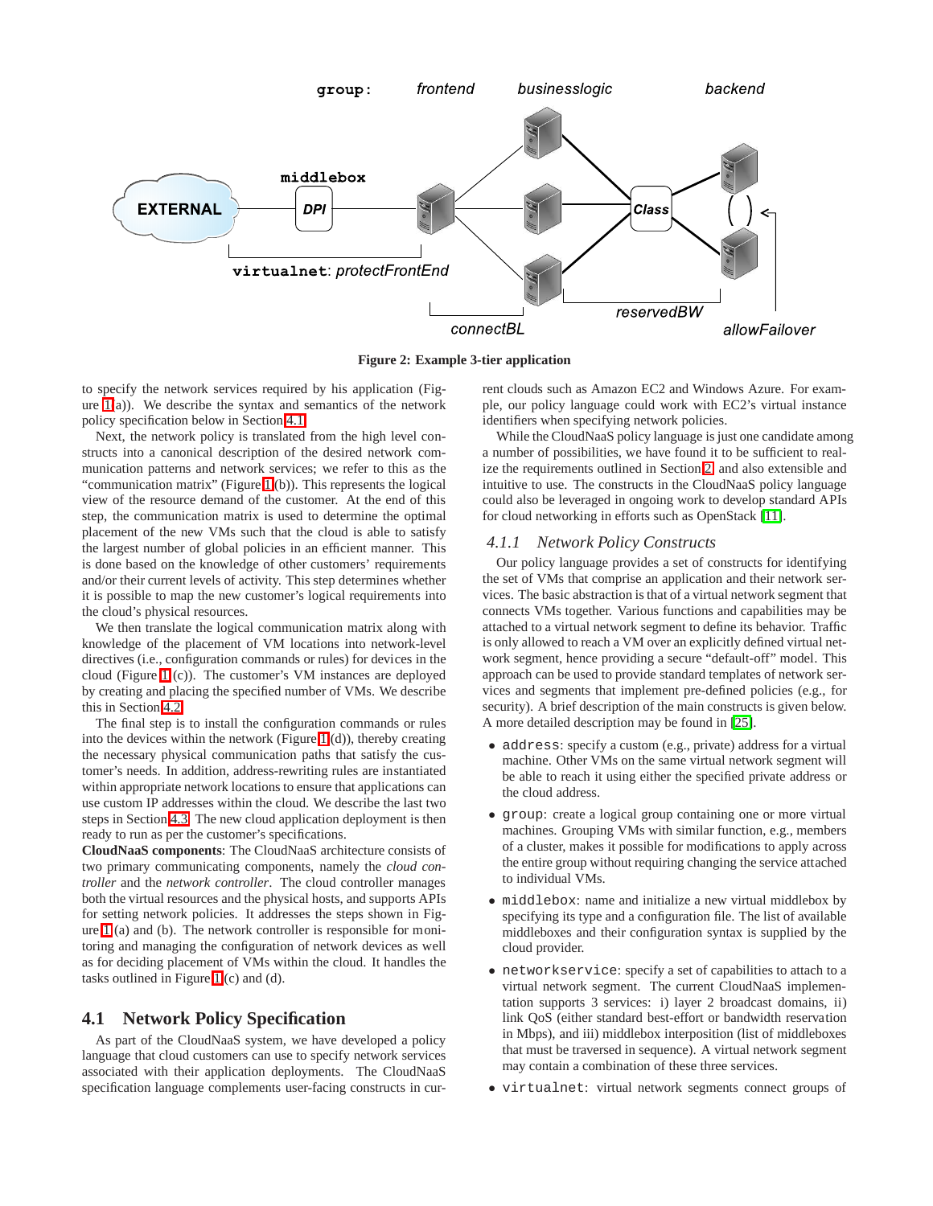Figure 2: Example 3-tier application

to specify the network services required by his application (Figure 1(a)). We describe the syntax and semantics of the network policy specification below in Section 4.1.

Next, the network policy is translated from the high level constructs into a canonical description of the desired network communication patterns and network services; we refer to this as the "communication matrix" (Figure 1(b)). This represents the logical view of the resource demand of the customer. At the end of this step, the communication matrix is used to determine the optimal placement of the new VMs such that the cloud is able to satisfy the largest number of global policies in an efficient manner. This is done based on the knowledge of other customers' requirements and/or their current levels of activity. This step determines whether it is possible to map the new customer's logical requirements into the cloud's physical resources.

We then translate the logical communication matrix along with knowledge of the placement of VM locations into network-level directives (i.e., configuration commands or rules) for devices in the cloud (Figure 1(c)). The customer's VM instances are deployed by creating and placing the specified number of VMs. We describe this in Section 4.2.

The final step is to install the configuration commands or rules into the devices within the network (Figure 1(d)), thereby creating the necessary physical communication paths that satisfy the customer's needs. In addition, address-rewriting rules are instantiated within appropriate network locations to ensure that applications can use custom IP addresses within the cloud. We describe the last two steps in Section 4.3. The new cloud application deployment is then ready to run as per the customer's specifications.

**CloudNaaS components**: The CloudNaaS architecture consists of two primary communicating components, namely the *cloud controller* and the *network controller*. The cloud controller manages both the virtual resources and the physical hosts, and supports APIs for setting network policies. It addresses the steps shown in Figure 1(a) and (b). The network controller is responsible for monitoring and managing the configuration of network devices as well as for deciding placement of VMs within the cloud. It handles the tasks outlined in Figure 1(c) and (d).

## 4.1 Network Policy Specification

As part of the CloudNaaS system, we have developed a policy language that cloud customers can use to specify network services associated with their application deployments. The CloudNaaS specification language complements user-facing constructs in current clouds such as Amazon EC2 and Windows Azure. For example, our policy language could work with EC2's virtual instance identifiers when specifying network policies.

While the CloudNaaS policy language is just one candidate among a number of possibilities, we have found it to be sufficient to realize the requirements outlined in Section 2 and also extensible and intuitive to use. The constructs in the CloudNaaS policy language could also be leveraged in ongoing work to develop standard APIs for cloud networking in efforts such as OpenStack [11].

### 4.1.1 Network Policy Constructs

Our policy language provides a set of constructs for identifying the set of VMs that comprise an application and their network services. The basic abstraction is that of a virtual network segment that connects VMs together. Various functions and capabilities may be attached to a virtual network segment to define its behavior. Traffic is only allowed to reach a VM over an explicitly defined virtual network segment, hence providing a secure "default-off" model. This approach can be used to provide standard templates of network services and segments that implement pre-defined policies (e.g., for security). A brief description of the main constructs is given below. A more detailed description may be found in [25].

- `address`: specify a custom (e.g., private) address for a virtual machine. Other VMs on the same virtual network segment will be able to reach it using either the specified private address or the cloud address.
- `group`: create a logical group containing one or more virtual machines. Grouping VMs with similar function, e.g., members of a cluster, makes it possible for modifications to apply across the entire group without requiring changing the service attached to individual VMs.
- `middlebox`: name and initialize a new virtual middlebox by specifying its type and a configuration file. The list of available middleboxes and their configuration syntax is supplied by the cloud provider.
- `networkservice`: specify a set of capabilities to attach to a virtual network segment. The current CloudNaaS implementation supports 3 services: i) layer 2 broadcast domains, ii) link QoS (either standard best-effort or bandwidth reservation in Mbps), and iii) middlebox interposition (list of middleboxes that must be traversed in sequence). A virtual network segment may contain a combination of these three services.
- `virtualnet`: virtual network segments connect groups of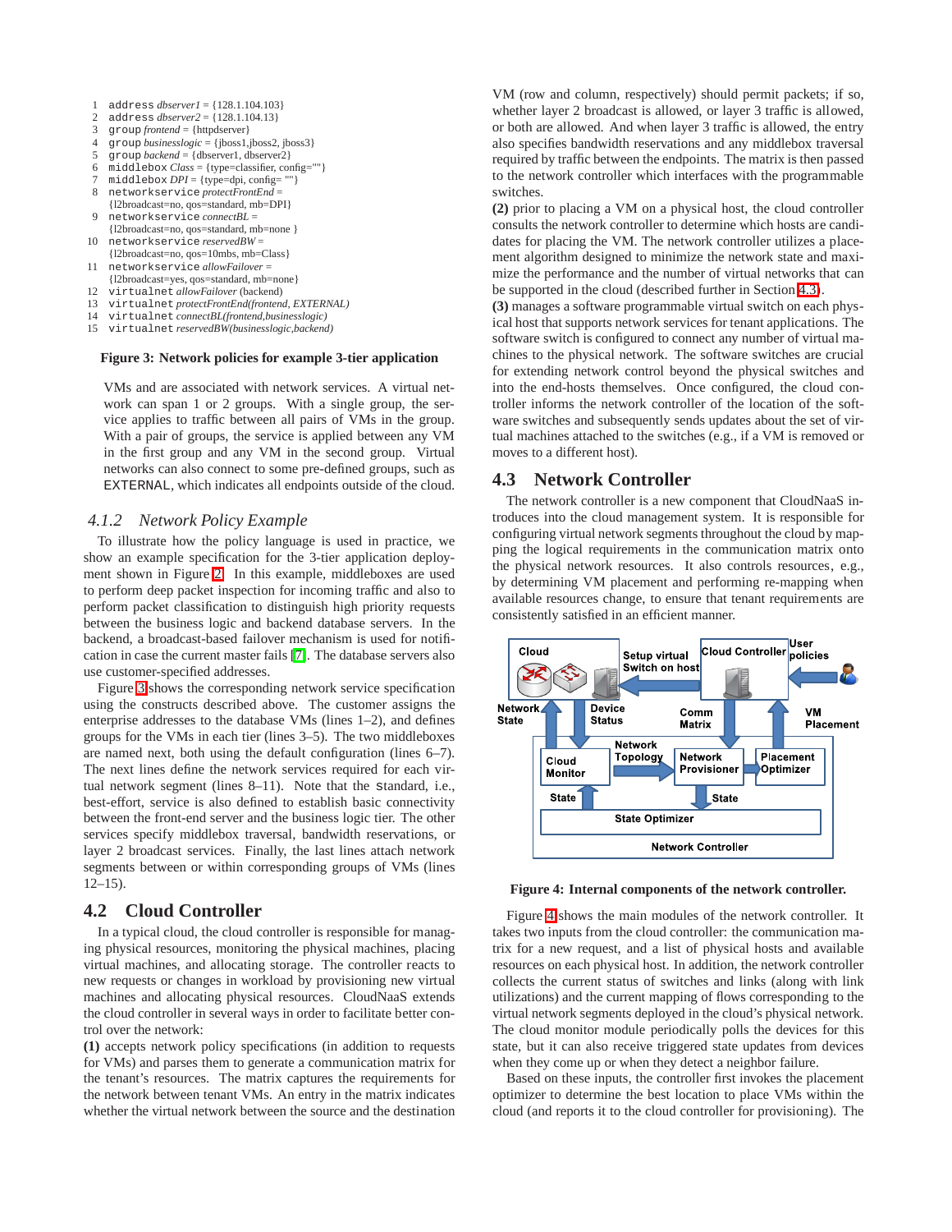```
1  address dbserver1 = {128.1.104.103}
2  address dbserver2 = {128.1.104.13}
3  group frontend = {httpdserver}
4  group businesslogic = {jboss1,jboss2, jboss3}
5  group backend = {dbserver1, dbserver2}
6  middlebox Class = {type=classifier, config=""}
7  middlebox DPI = {type=dpi, config= ""}
8  networkservice protectFrontEnd =
   {l2broadcast=no, qos=standard, mb=DPI}
9  networkservice connectBL =
   {l2broadcast=no, qos=standard, mb=none }
10 networkservice reservedBW =
   {l2broadcast=no, qos=10mbs, mb=Class}
11 networkservice allowFailover =
   {l2broadcast=yes, qos=standard, mb=none}
12 virtualnet allowFailover (backend)
13 virtualnet protectFrontEnd(frontend, EXTERNAL)
14 virtualnet connectBL(frontend,businesslogic)
15 virtualnet reservedBW(businesslogic,backend)
```

**Figure 3: Network policies for example 3-tier application**

VMs and are associated with network services. A virtual network can span 1 or 2 groups. With a single group, the service applies to traffic between all pairs of VMs in the group. With a pair of groups, the service is applied between any VM in the first group and any VM in the second group. Virtual networks can also connect to some pre-defined groups, such as EXTERNAL, which indicates all endpoints outside of the cloud.

### 4.1.2 Network Policy Example

To illustrate how the policy language is used in practice, we show an example policy specification for the 3-tier application deployment shown in Figure 2. In this example, middleboxes are used to perform deep packet inspection for incoming traffic and also to perform packet classification to distinguish high priority requests between the business logic and backend database servers. In the backend, a broadcast-based failover mechanism is used for notification in case the current master fails [7]. The database servers also use customer-specified addresses.

Figure 3 shows the corresponding network service specification using the constructs described above. The customer assigns the enterprise addresses to the database VMs (lines 1–2), and defines groups for the VMs in each tier (lines 3–5). The two middleboxes are named next, both using the default configuration (lines 6–7). The next lines define the network services required for each virtual network segment (lines 8–11). Note that the standard, i.e., best-effort, service is also defined to establish basic connectivity between the front-end server and the business logic tier. The other services specify middlebox traversal, bandwidth reservations, or layer 2 broadcast services. Finally, the last lines attach network segments between or within corresponding groups of VMs (lines 12–15).

## 4.2 Cloud Controller

In a typical cloud, the cloud controller is responsible for managing physical resources, monitoring the physical machines, placing virtual machines, and allocating storage. The controller reacts to new requests or changes in workload by provisioning new virtual machines and allocating physical resources. CloudNaaS extends the cloud controller in several ways in order to facilitate better control over the network:

**(1)** accepts network policy specifications (in addition to requests for VMs) and parses them to generate a communication matrix for the tenant's resources. The matrix captures the requirements for the network between tenant VMs. An entry in the matrix indicates whether the virtual network between the source and the destination VM (row and column, respectively) should permit packets; if so, whether layer 2 broadcast is allowed, or layer 3 traffic is allowed, or both are allowed. And when layer 3 traffic is allowed, the entry also specifies bandwidth reservations and any middlebox traversal required by traffic between the endpoints. The matrix is then passed to the network controller which interfaces with the programmable switches.

**(2)** prior to placing a VM on a physical host, the cloud controller consults the network controller to determine which hosts are candidates for placing the VM. The network controller utilizes a placement algorithm designed to minimize the network state and maximize the performance and the number of virtual networks that can be supported in the cloud (described further in Section 4.3).

**(3)** manages a software programmable virtual switch on each physical host that supports network services for tenant applications. The software switch is configured to connect any number of virtual machines to the physical network. The software switches are crucial for extending network control beyond the physical switches and into the end-hosts themselves. Once configured, the cloud controller informs the network controller of the location of the software switches and subsequently sends updates about the set of virtual machines attached to the switches (e.g., if a VM is removed or moves to a different host).

## 4.3 Network Controller

The network controller is a new component that CloudNaaS introduces into the cloud management system. It is responsible for configuring virtual network segments throughout the cloud by mapping the logical requirements in the communication matrix onto the physical network resources. It also controls resources, e.g., by determining VM placement and performing re-mapping when available resources change, to ensure that tenant requirements are consistently satisfied in an efficient manner.

Cloud
Setup virtual Switch on host
Cloud Controller
User policies
Network State
Device Status
Comm Matrix
VM Placement
Network Topology
Cloud Monitor
Network Provisioner
Placement Optimizer
State
State
State Optimizer
Network Controller

**Figure 4: Internal components of the network controller.**

Figure 4 shows the main modules of the network controller. It takes two inputs from the cloud controller: the communication matrix for a new request, and a list of physical hosts and available resources on each physical host. In addition, the network controller collects the current status of switches and links (along with link utilizations) and the current mapping of flows corresponding to the virtual network segments deployed in the cloud's physical network. The cloud monitor module periodically polls the devices for this state, but it can also receive triggered state updates from devices when they come up or when they detect a neighbor failure.

Based on these inputs, the controller first invokes the placement optimizer to determine the best location to place VMs within the cloud (and reports it to the cloud controller for provisioning). The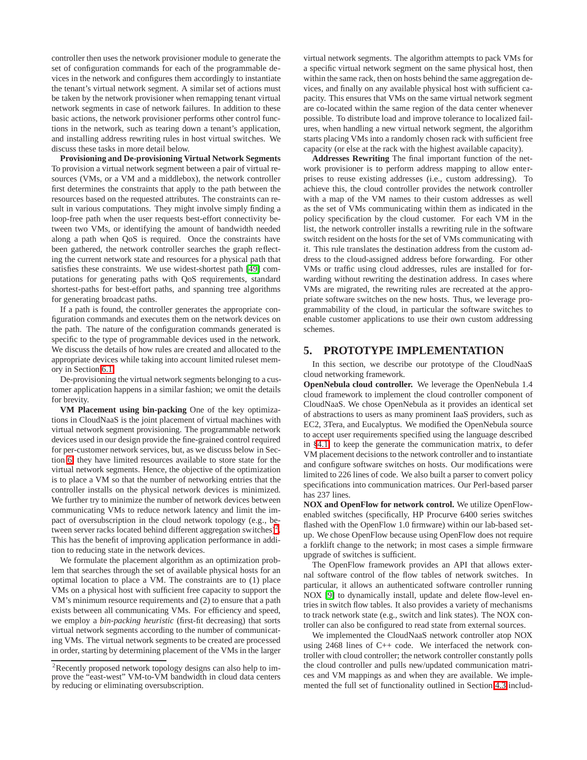controller then uses the network provisioner module to generate the set of configuration commands for each of the programmable devices in the network and configures them accordingly to instantiate the tenant's virtual network segment. A similar set of actions must be taken by the network provisioner when remapping tenant virtual network segments in case of network failures. In addition to these basic actions, the network provisioner performs other control functions in the network, such as tearing down a tenant's application, and installing address rewriting rules in host virtual switches. We discuss these tasks in more detail below.

**Provisioning and De-provisioning Virtual Network Segments** To provision a virtual network segment between a pair of virtual resources (VMs, or a VM and a middlebox), the network controller first determines the constraints that apply to the path between the resources based on the requested attributes. The constraints can result in various computations. They might involve simply finding a loop-free path when the user requests best-effort connectivity between two VMs, or identifying the amount of bandwidth needed along a path when QoS is required. Once the constraints have been gathered, the network controller searches the graph reflecting the current network state and resources for a physical path that satisfies these constraints. We use widest-shortest path [49] computations for generating paths with QoS requirements, standard shortest-paths for best-effort paths, and spanning tree algorithms for generating broadcast paths.

If a path is found, the controller generates the appropriate configuration commands and executes them on the network devices on the path. The nature of the configuration commands generated is specific to the type of programmable devices used in the network. We discuss the details of how rules are created and allocated to the appropriate devices while taking into account limited ruleset memory in Section 6.1.

De-provisioning the virtual network segments belonging to a customer application happens in a similar fashion; we omit the details for brevity.

**VM Placement using bin-packing** One of the key optimizations in CloudNaaS is the joint placement of virtual machines with virtual network segment provisioning. The programmable network devices used in our design provide the fine-grained control required for per-customer network services, but, as we discuss below in Section 6, they have limited resources available to store state for the virtual network segments. Hence, the objective of the optimization is to place a VM so that the number of networking entries that the controller installs on the physical network devices is minimized. We further try to minimize the number of network devices between communicating VMs to reduce network latency and limit the impact of oversubscription in the cloud network topology (e.g., between server racks located behind different aggregation switches)[2]. This has the benefit of improving application performance in addition to reducing state in the network devices.

We formulate the placement algorithm as an optimization problem that searches through the set of available physical hosts for an optimal location to place a VM. The constraints are to (1) place VMs on a physical host with sufficient free capacity to support the VM's minimum resource requirements and (2) to ensure that a path exists between all communicating VMs. For efficiency and speed, we employ a *bin-packing heuristic* (first-fit decreasing) that sorts virtual network segments according to the number of communicating VMs. The virtual network segments to be created are processed in order, starting by determining placement of the VMs in the larger virtual network segments. The algorithm attempts to pack VMs for a specific virtual network segment on the same physical host, then within the same rack, then on hosts behind the same aggregation devices, and finally on any available physical host with sufficient capacity. This ensures that VMs on the same virtual network segment are co-located within the same region of the data center whenever possible. To distribute load and improve tolerance to localized failures, when handling a new virtual network segment, the algorithm starts placing VMs into a randomly chosen rack with sufficient free capacity (or else at the rack with the highest available capacity).

**Addresses Rewriting** The final important function of the network provisioner is to perform address mapping to allow enterprises to reuse existing addresses (i.e., custom addressing). To achieve this, the cloud controller provides the network controller with a map of the VM names to their custom addresses as well as the set of VMs communicating within them as indicated in the policy specification by the cloud customer. For each VM in the list, the network controller installs a rewriting rule in the software switch resident on the hosts for the set of VMs communicating with it. This rule translates the destination address from the custom address to the cloud-assigned address before forwarding. For other VMs or traffic using cloud addresses, rules are installed for forwarding without rewriting the destination address. In cases where VMs are migrated, the rewriting rules are recreated at the appropriate software switches on the new hosts. Thus, we leverage programmability of the cloud, in particular the software switches to enable customer applications to use their own custom addressing schemes.

## 5. PROTOTYPE IMPLEMENTATION

In this section, we describe our prototype of the CloudNaaS cloud networking framework.

**OpenNebula cloud controller.** We leverage the OpenNebula 1.4 cloud framework to implement the cloud controller component of CloudNaaS. We chose OpenNebula as it provides an identical set of abstractions to users as many prominent IaaS providers, such as EC2, 3Tera, and Eucalyptus. We modified the OpenNebula source to accept user requirements specified using the language described in §4.1, to keep the generate the communication matrix, to defer VM placement decisions to the network controller and to instantiate and configure software switches on hosts. Our modifications were limited to 226 lines of code. We also built a parser to convert policy specifications into communication matrices. Our Perl-based parser has 237 lines.

**NOX and OpenFlow for network control.** We utilize OpenFlow-enabled switches (specifically, HP Procurve 6400 series switches flashed with the OpenFlow 1.0 firmware) within our lab-based setup. We chose OpenFlow because using OpenFlow does not require a forklift change to the network; in most cases a simple firmware upgrade of switches is sufficient.

The OpenFlow framework provides an API that allows external software control of the flow tables of network switches. In particular, it allows an authenticated software controller running NOX [9] to dynamically install, update and delete flow-level entries in switch flow tables. It also provides a variety of mechanisms to track network state (e.g., switch and link states). The NOX controller can also be configured to read state from external sources.

We implemented the CloudNaaS network controller atop NOX using 2468 lines of C++ code. We interfaced the network controller with cloud controller; the network controller constantly polls the cloud controller and pulls new/updated communication matrices and VM mappings as and when they are available. We implemented the full set of functionality outlined in Section 4.3 includ-

[2] Recently proposed network topology designs can also help to improve the "east-west" VM-to-VM bandwidth in cloud data centers by reducing or eliminating oversubscription.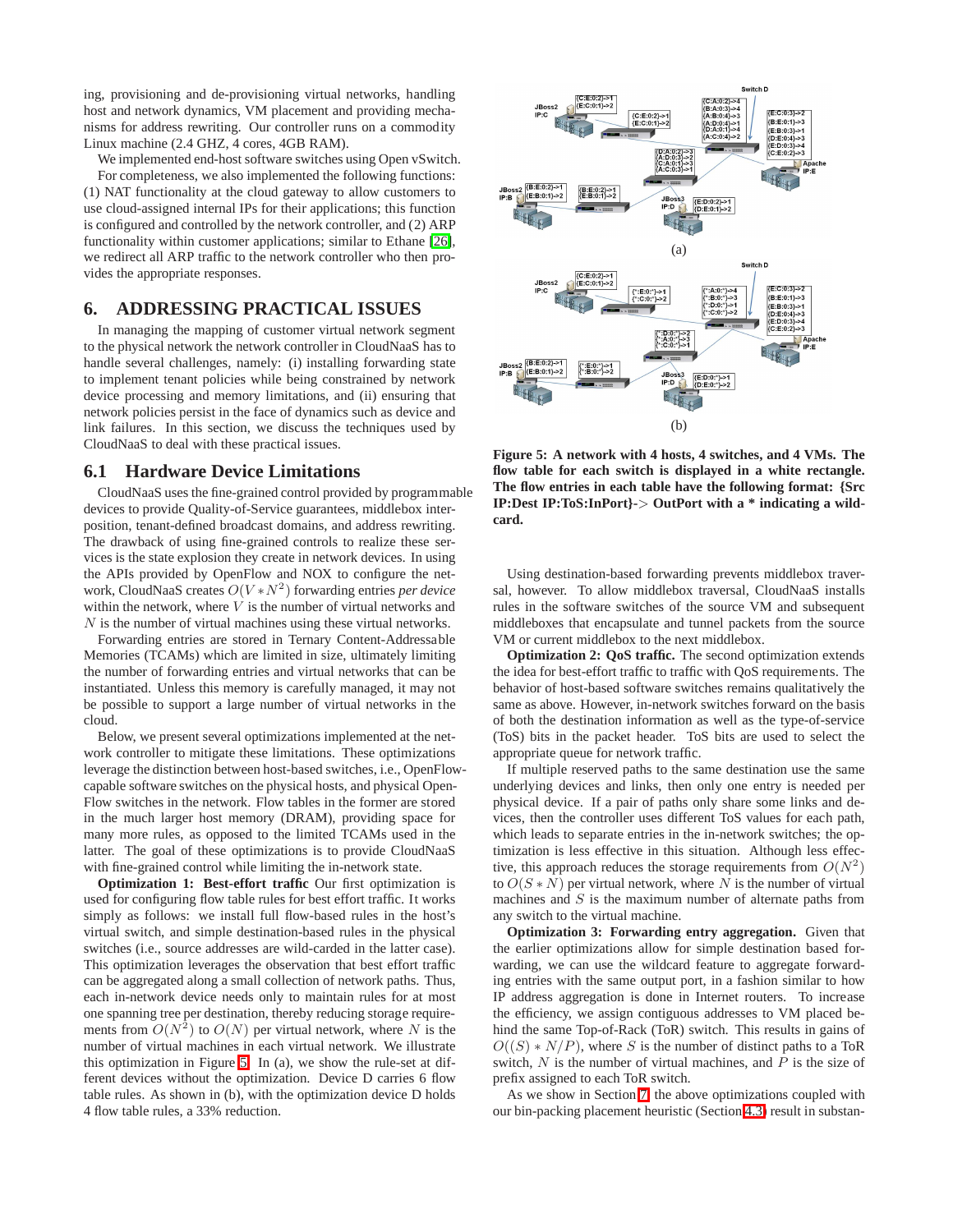ing, provisioning and de-provisioning virtual networks, handling host and network dynamics, VM placement and providing mechanisms for address rewriting. Our controller runs on a commodity Linux machine (2.4 GHZ, 4 cores, 4GB RAM).

We implemented end-host software switches using Open vSwitch. For completeness, we also implemented the following functions: (1) NAT functionality at the cloud gateway to allow customers to use cloud-assigned internal IPs for their applications; this function is configured and controlled by the network controller, and (2) ARP functionality within customer applications; similar to Ethane [26], we redirect all ARP traffic to the network controller who then provides the appropriate responses.

## 6. ADDRESSING PRACTICAL ISSUES

In managing the mapping of customer virtual network segment to the physical network the network controller in CloudNaaS has to handle several challenges, namely: (i) installing forwarding state to implement tenant policies while being constrained by network device processing and memory limitations, and (ii) ensuring that network policies persist in the face of dynamics such as device and link failures. In this section, we discuss the techniques used by CloudNaaS to deal with these practical issues.

### 6.1 Hardware Device Limitations

CloudNaaS uses the fine-grained control provided by programmable devices to provide Quality-of-Service guarantees, middlebox interposition, tenant-defined broadcast domains, and address rewriting. The drawback of using fine-grained controls to realize these services is the state explosion they create in network devices. In using the APIs provided by OpenFlow and NOX to configure the network, CloudNaaS creates $O(V * N^2)$ forwarding entries *per device* within the network, where $V$ is the number of virtual networks and $N$ is the number of virtual machines using these virtual networks.

Forwarding entries are stored in Ternary Content-Addressable Memories (TCAMs) which are limited in size, ultimately limiting the number of forwarding entries and virtual networks that can be instantiated. Unless this memory is carefully managed, it may not be possible to support a large number of virtual networks in the cloud.

Below, we present several optimizations implemented at the network controller to mitigate these limitations. These optimizations leverage the distinction between host-based switches, i.e., OpenFlow-capable software switches on the physical hosts, and physical OpenFlow switches in the network. Flow tables in the former are stored in the much larger host memory (DRAM), providing space for many more rules, as opposed to the limited TCAMs used in the latter. The goal of these optimizations is to provide CloudNaaS with fine-grained control while limiting the in-network state.

**Optimization 1: Best-effort traffic** Our first optimization is used for configuring flow table rules for best effort traffic. It works simply as follows: we install full flow-based rules in the host's virtual switch, and simple destination-based rules in the physical switches (i.e., source addresses are wild-carded in the latter case). This optimization leverages the observation that best effort traffic can be aggregated along a small collection of network paths. Thus, each in-network device needs only to maintain rules for at most one spanning tree per destination, thereby reducing storage requirements from $O(N^2)$ to $O(N)$ per virtual network, where $N$ is the number of virtual machines in each virtual network. We illustrate this optimization in Figure 5. In (a), we show the rule-set at different devices without the optimization. Device D carries 6 flow table rules. As shown in (b), with the optimization device D holds 4 flow table rules, a 33% reduction.

**Figure 5: A network with 4 hosts, 4 switches, and 4 VMs. The flow table for each switch is displayed in a white rectangle. The flow entries in each table have the following format: {Src IP:Dest IP:ToS:InPort}-> OutPort with a * indicating a wildcard.**

Using destination-based forwarding prevents middlebox traversal, however. To allow middlebox traversal, CloudNaaS installs rules in the software switches of the source VM and subsequent middleboxes that encapsulate and tunnel packets from the source VM or current middlebox to the next middlebox.

**Optimization 2: QoS traffic.** The second optimization extends the idea for best-effort traffic to traffic with QoS requirements. The behavior of host-based software switches remains qualitatively the same as above. However, in-network switches forward on the basis of both the destination information as well as the type-of-service (ToS) bits in the packet header. ToS bits are used to select the appropriate queue for network traffic.

If multiple reserved paths to the same destination use the same underlying devices and links, then only one entry is needed per physical device. If a pair of paths only share some links and devices, then the controller uses different ToS values for each path, which leads to separate entries in the in-network switches; the optimization is less effective in this situation. Although less effective, this approach reduces the storage requirements from $O(N^2)$ to $O(S * N)$ per virtual network, where $N$ is the number of virtual machines and $S$ is the maximum number of alternate paths from any switch to the virtual machine.

**Optimization 3: Forwarding entry aggregation.** Given that the earlier optimizations allow for simple destination based forwarding, we can use the wildcard feature to aggregate forwarding entries with the same output port, in a fashion similar to how IP address aggregation is done in Internet routers. To increase the efficiency, we assign contiguous addresses to VM placed behind the same Top-of-Rack (ToR) switch. This results in gains of $O((S) * N/P)$, where $S$ is the number of distinct paths to a ToR switch, $N$ is the number of virtual machines, and $P$ is the size of prefix assigned to each ToR switch.

As we show in Section 7, the above optimizations coupled with our bin-packing placement heuristic (Section 4.3) result in substan-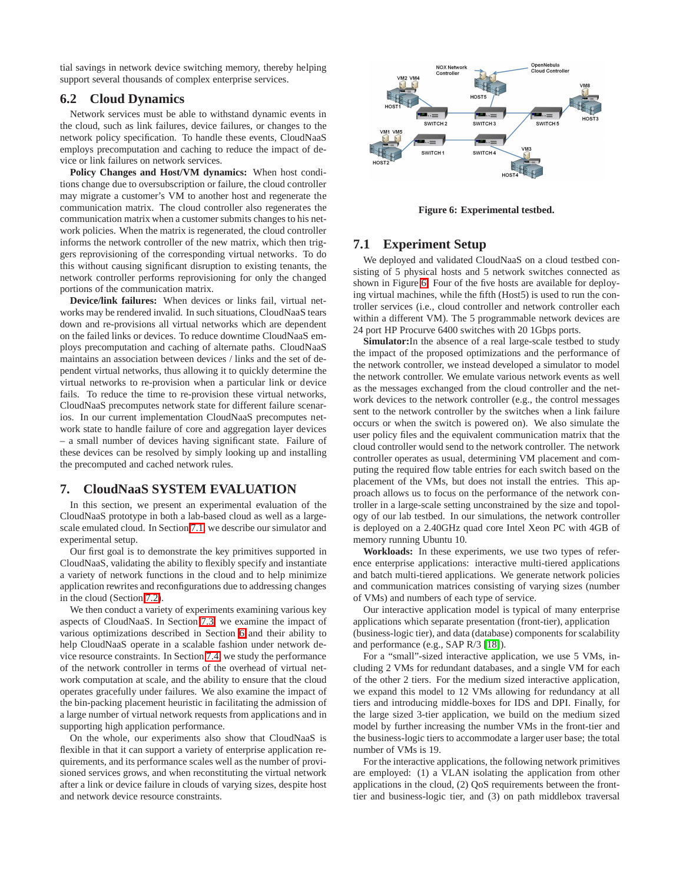tial savings in network device switching memory, thereby helping support several thousands of complex enterprise services.

## 6.2 Cloud Dynamics

Network services must be able to withstand dynamic events in the cloud, such as link failures, device failures, or changes to the network policy specification. To handle these events, CloudNaaS employs precomputation and caching to reduce the impact of device or link failures on network services.

**Policy Changes and Host/VM dynamics:** When host conditions change due to oversubscription or failure, the cloud controller may migrate a customer's VM to another host and regenerate the communication matrix. The cloud controller also regenerates the communication matrix when a customer submits changes to his network policies. When the matrix is regenerated, the cloud controller informs the network controller of the new matrix, which then triggers reprovisioning of the corresponding virtual networks. To do this without causing significant disruption to existing tenants, the network controller performs reprovisioning for only the changed portions of the communication matrix.

**Device/link failures:** When devices or links fail, virtual networks may be rendered invalid. In such situations, CloudNaaS tears down and re-provisions all virtual networks which are dependent on the failed links or devices. To reduce downtime CloudNaaS employs precomputation and caching of alternate paths. CloudNaaS maintains an association between devices / links and the set of dependent virtual networks, thus allowing it to quickly determine the virtual networks to re-provision when a particular link or device fails. To reduce the time to re-provision these virtual networks, CloudNaaS precomputes network state for different failure scenarios. In our current implementation CloudNaaS precomputes network state to handle failure of core and aggregation layer devices – a small number of devices having significant state. Failure of these devices can be resolved by simply looking up and installing the precomputed and cached network rules.

# 7. CloudNaaS SYSTEM EVALUATION

In this section, we present an experimental evaluation of the CloudNaaS prototype in both a lab-based cloud as well as a large-scale emulated cloud. In Section 7.1 we describe our simulator and experimental setup.

Our first goal is to demonstrate the key primitives supported in CloudNaaS, validating the ability to flexibly specify and instantiate a variety of network functions in the cloud and to help minimize application rewrites and reconfigurations due to addressing changes in the cloud (Section 7.2).

We then conduct a variety of experiments examining various key aspects of CloudNaaS. In Section 7.3 we examine the impact of various optimizations described in Section 6 and their ability to help CloudNaaS operate in a scalable fashion under network device resource constraints. In Section 7.4 we study the performance of the network controller in terms of the overhead of virtual network computation at scale, and the ability to ensure that the cloud operates gracefully under failures. We also examine the impact of the bin-packing placement heuristic in facilitating the admission of a large number of virtual network requests from applications and in supporting high application performance.

On the whole, our experiments also show that CloudNaaS is flexible in that it can support a variety of enterprise application requirements, and its performance scales well as the number of provisioned services grows, and when reconstituting the virtual network after a link or device failure in clouds of varying sizes, despite host and network device resource constraints.

NOX Network Controller
OpenNebula Cloud Controller
VM2 VM4
HOST1
HOST5
VM8
HOST3
SWITCH 2
SWITCH 3
SWITCH 5
VM1 VM5
SWITCH 1
SWITCH 4
VM3
HOST2
HOST4

**Figure 6: Experimental testbed.**

## 7.1 Experiment Setup

We deployed and validated CloudNaaS on a cloud testbed consisting of 5 physical hosts and 5 network switches connected as shown in Figure 6. Four of the five hosts are available for deploying virtual machines, while the fifth (Host5) is used to run the controller services (i.e., cloud controller and network controller each within a different VM). The 5 programmable network devices are 24 port HP Procurve 6400 switches with 20 1Gbps ports.

**Simulator:** In the absence of a real large-scale testbed to study the impact of the proposed optimizations and the performance of the network controller, we instead developed a simulator to model the network controller. We emulate various network events as well as the messages exchanged from the cloud controller and the network devices to the network controller (e.g., the control messages sent to the network controller by the switches when a link failure occurs or when the switch is powered on). We also simulate the user policy files and the equivalent communication matrix that the cloud controller would send to the network controller. The network controller operates as usual, determining VM placement and computing the required flow table entries for each switch based on the placement of the VMs, but does not install the entries. This approach allows us to focus on the performance of the network controller in a large-scale setting unconstrained by the size and topology of our lab testbed. In our simulations, the network controller is deployed on a 2.40GHz quad core Intel Xeon PC with 4GB of memory running Ubuntu 10.

**Workloads:** In these experiments, we use two types of reference enterprise applications: interactive multi-tiered applications and batch multi-tiered applications. We generate network policies and communication matrices consisting of varying sizes (number of VMs) and numbers of each type of service.

Our interactive application model is typical of many enterprise applications which separate presentation (front-tier), application (business-logic tier), and data (database) components for scalability and performance (e.g., SAP R/3 [18]).

For a "small"-sized interactive application, we use 5 VMs, including 2 VMs for redundant databases, and a single VM for each of the other 2 tiers. For the medium sized interactive application, we expand this model to 12 VMs allowing for redundancy at all tiers and introducing middle-boxes for IDS and DPI. Finally, for the large sized 3-tier application, we build on the medium sized model by further increasing the number VMs in the front-tier and the business-logic tiers to accommodate a larger user base; the total number of VMs is 19.

For the interactive applications, the following network primitives are employed: (1) a VLAN isolating the application from other applications in the cloud, (2) QoS requirements between the front-tier and business-logic tier, and (3) on path middlebox traversal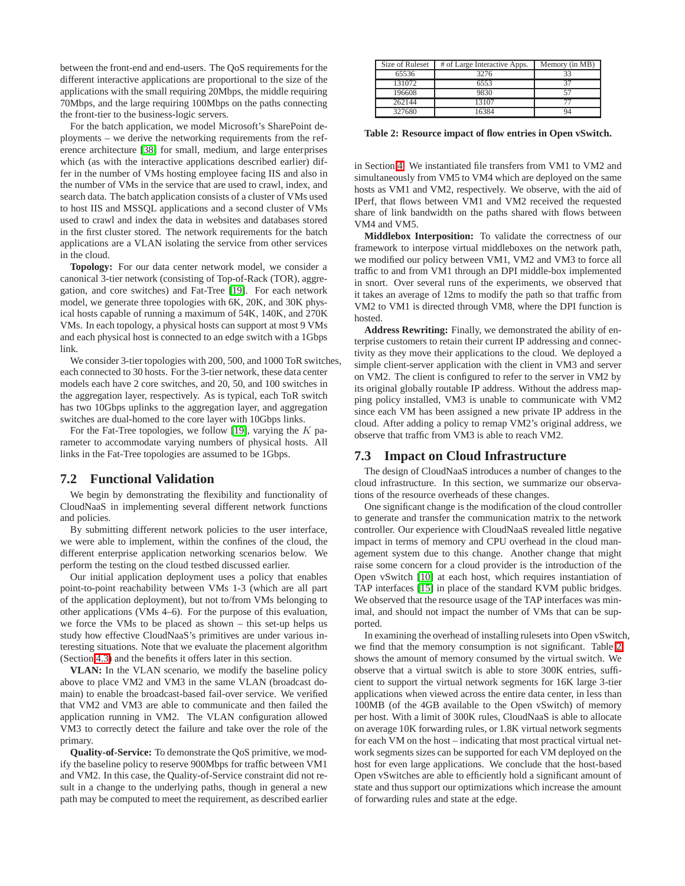between the front-end and end-users. The QoS requirements for the different interactive applications are proportional to the size of the applications with the small requiring 20Mbps, the middle requiring 70Mbps, and the large requiring 100Mbps on the paths connecting the front-tier to the business-logic servers.

For the batch application, we model Microsoft's SharePoint deployments – we derive the networking requirements from the reference architecture [38] for small, medium, and large enterprises which (as with the interactive applications described earlier) differ in the number of VMs hosting employee facing IIS and also in the number of VMs in the service that are used to crawl, index, and search data. The batch application consists of a cluster of VMs used to host IIS and MSSQL applications and a second cluster of VMs used to crawl and index the data in websites and databases stored in the first cluster stored. The network requirements for the batch applications are a VLAN isolating the service from other services in the cloud.

**Topology:** For our data center network model, we consider a canonical 3-tier network (consisting of Top-of-Rack (TOR), aggregation, and core switches) and Fat-Tree [19]. For each network model, we generate three topologies with 6K, 20K, and 30K physical hosts capable of running a maximum of 54K, 140K, and 270K VMs. In each topology, a physical hosts can support at most 9 VMs and each physical host is connected to an edge switch with a 1Gbps link.

We consider 3-tier topologies with 200, 500, and 1000 ToR switches, each connected to 30 hosts. For the 3-tier network, these data center models each have 2 core switches, and 20, 50, and 100 switches in the aggregation layer, respectively. As is typical, each ToR switch has two 10Gbps uplinks to the aggregation layer, and aggregation switches are dual-homed to the core layer with 10Gbps links.

For the Fat-Tree topologies, we follow [19], varying the $K$ parameter to accommodate varying numbers of physical hosts. All links in the Fat-Tree topologies are assumed to be 1Gbps.

## 7.2 Functional Validation

We begin by demonstrating the flexibility and functionality of CloudNaaS in implementing several different network functions and policies.

By submitting different network policies to the user interface, we were able to implement, within the confines of the cloud, the different enterprise application networking scenarios below. We perform the testing on the cloud testbed discussed earlier.

Our initial application deployment uses a policy that enables point-to-point reachability between VMs 1-3 (which are all part of the application deployment), but not to/from VMs belonging to other applications (VMs 4–6). For the purpose of this evaluation, we force the VMs to be placed as shown – this set-up helps us study how effective CloudNaaS's primitives are under various interesting situations. Note that we evaluate the placement algorithm (Section 4.3) and the benefits it offers later in this section.

**VLAN:** In the VLAN scenario, we modify the baseline policy above to place VM2 and VM3 in the same VLAN (broadcast domain) to enable the broadcast-based fail-over service. We verified that VM2 and VM3 are able to communicate and then failed the application running in VM2. The VLAN configuration allowed VM3 to correctly detect the failure and take over the role of the primary.

**Quality-of-Service:** To demonstrate the QoS primitive, we modify the baseline policy to reserve 900Mbps for traffic between VM1 and VM2. In this case, the Quality-of-Service constraint did not result in a change to the underlying paths, though in general a new path may be computed to meet the requirement, as described earlier in Section 4. We instantiated file transfers from VM1 to VM2 and simultaneously from VM5 to VM4 which are deployed on the same hosts as VM1 and VM2, respectively. We observe, with the aid of IPerf, that flows between VM1 and VM2 received the requested share of link bandwidth on the paths shared with flows between VM4 and VM5.

**Middlebox Interposition:** To validate the correctness of our framework to interpose virtual middleboxes on the network path, we modified our policy between VM1, VM2 and VM3 to force all traffic to and from VM1 through an DPI middle-box implemented in snort. Over several runs of the experiments, we observed that it takes an average of 12ms to modify the path so that traffic from VM2 to VM1 is directed through VM8, where the DPI function is hosted.

**Address Rewriting:** Finally, we demonstrated the ability of enterprise customers to retain their current IP addressing and connectivity as they move their applications to the cloud. We deployed a simple client-server application with the client in VM3 and server on VM2. The client is configured to refer to the server in VM2 by its original globally routable IP address. Without the address mapping policy installed, VM3 is unable to communicate with VM2 since each VM has been assigned a new private IP address in the cloud. After adding a policy to remap VM2's original address, we observe that traffic from VM3 is able to reach VM2.

## 7.3 Impact on Cloud Infrastructure

The design of CloudNaaS introduces a number of changes to the cloud infrastructure. In this section, we summarize our observations of the resource overheads of these changes.

One significant change is the modification of the cloud controller to generate and transfer the communication matrix to the network controller. Our experience with CloudNaaS revealed little negative impact in terms of memory and CPU overhead in the cloud management system due to this change. Another change that might raise some concern for a cloud provider is the introduction of the Open vSwitch [10] at each host, which requires instantiation of TAP interfaces [15] in place of the standard KVM public bridges. We observed that the resource usage of the TAP interfaces was minimal, and should not impact the number of VMs that can be supported.

In examining the overhead of installing rulesets into Open vSwitch, we find that the memory consumption is not significant. Table 2 shows the amount of memory consumed by the virtual switch. We observe that a virtual switch is able to store 300K entries, sufficient to support the virtual network segments for 16K large 3-tier applications when viewed across the entire data center, in less than 100MB (of the 4GB available to the Open vSwitch) of memory per host. With a limit of 300K rules, CloudNaaS is able to allocate on average 10K forwarding rules, or 1.8K virtual network segments for each VM on the host – indicating that most practical virtual network segments sizes can be supported for each VM deployed on the host for even large applications. We conclude that the host-based Open vSwitches are able to efficiently hold a significant amount of state and thus support our optimizations which increase the amount of forwarding rules and state at the edge.

| Size of Ruleset | # of Large Interactive Apps. | Memory (in MB) |
|---|---|---|
| 65536 | 3276 | 33 |
| 131072 | 6553 | 37 |
| 196608 | 9830 | 57 |
| 262144 | 13107 | 77 |
| 327680 | 16384 | 94 |

**Table 2: Resource impact of flow entries in Open vSwitch.**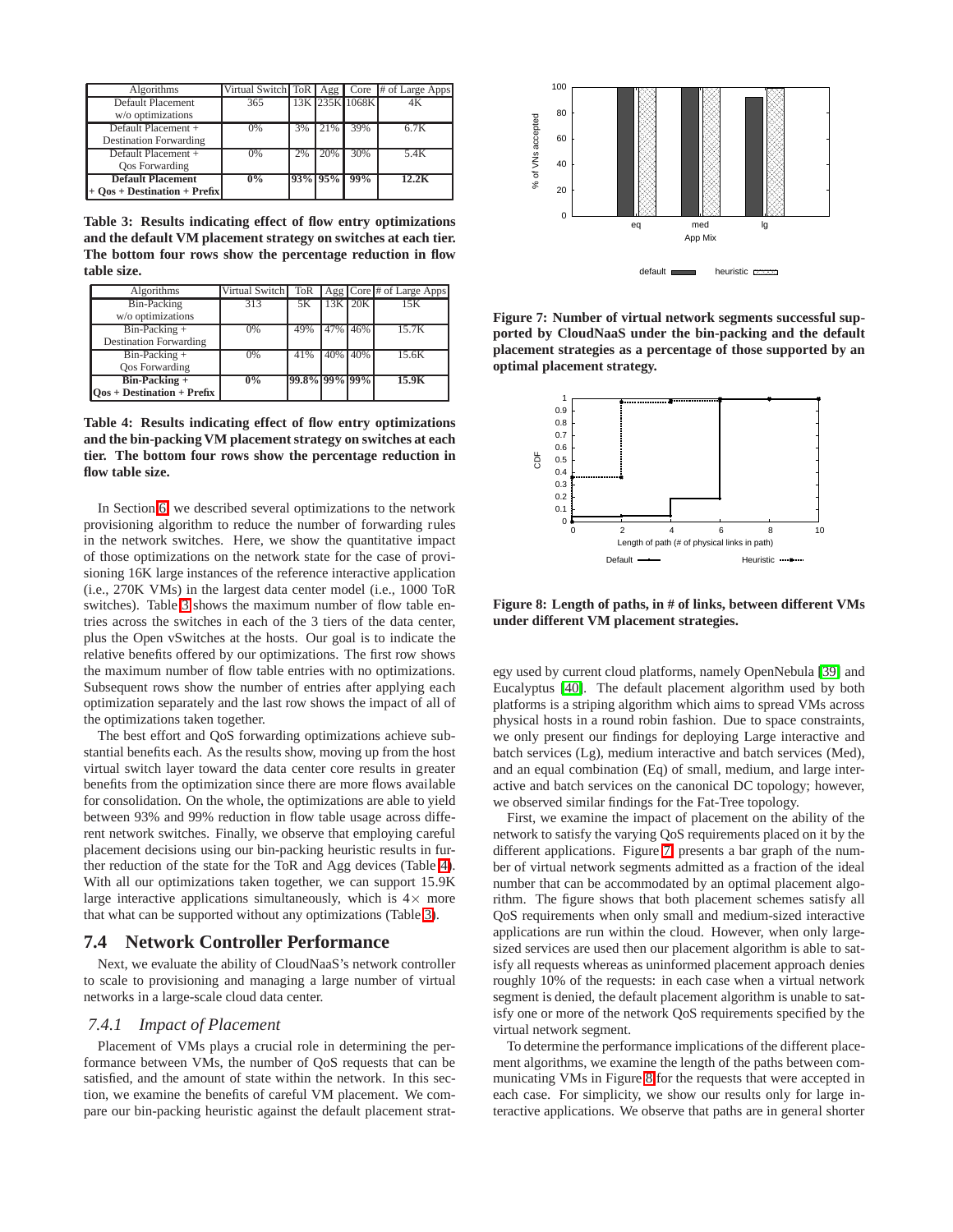| Algorithms | Virtual Switch | ToR | Agg | Core | # of Large Apps |
|---|---|---|---|---|---|
| Default Placement w/o optimizations | 365 | 13K | 235K | 1068K | 4K |
| Default Placement + Destination Forwarding | 0% | 3% | 21% | 39% | 6.7K |
| Default Placement + Qos Forwarding | 0% | 2% | 20% | 30% | 5.4K |
| **Default Placement + Qos + Destination + Prefix** | **0%** | **93%** | **95%** | **99%** | **12.2K** |

**Table 3: Results indicating effect of flow entry optimizations and the default VM placement strategy on switches at each tier. The bottom four rows show the percentage reduction in flow table size.**

| Algorithms | Virtual Switch | ToR | Agg | Core | # of Large Apps |
|---|---|---|---|---|---|
| Bin-Packing w/o optimizations | 313 | 5K | 13K | 20K | 15K |
| Bin-Packing + Destination Forwarding | 0% | 49% | 47% | 46% | 15.7K |
| Bin-Packing + Qos Forwarding | 0% | 41% | 40% | 40% | 15.6K |
| **Bin-Packing + Qos + Destination + Prefix** | **0%** | **99.8%** | **99%** | **99%** | **15.9K** |

**Table 4: Results indicating effect of flow entry optimizations and the bin-packing VM placement strategy on switches at each tier. The bottom four rows show the percentage reduction in flow table size.**

In Section 6 we described several optimizations to the network provisioning algorithm to reduce the number of forwarding rules in the network switches. Here, we show the quantitative impact of those optimizations on the network state for the case of provisioning 16K large instances of the reference interactive application (i.e., 270K VMs) in the largest data center model (i.e., 1000 ToR switches). Table 3 shows the maximum number of flow table entries across the switches in each of the 3 tiers of the data center, plus the Open vSwitches at the hosts. Our goal is to indicate the relative benefits offered by our optimizations. The first row shows the maximum number of flow table entries with no optimizations. Subsequent rows show the number of entries after applying each optimization separately and the last row shows the impact of all of the optimizations taken together.

The best effort and QoS forwarding optimizations achieve substantial benefits each. As the results show, moving up from the host virtual switch layer toward the data center core results in greater benefits from the optimization since there are more flows available for consolidation. On the whole, the optimizations are able to yield between 93% and 99% reduction in flow table usage across different network switches. Finally, we observe that employing careful placement decisions using our bin-packing heuristic results in further reduction of the state for the ToR and Agg devices (Table 4). With all our optimizations taken together, we can support 15.9K large interactive applications simultaneously, which is $4\times$ more that what can be supported without any optimizations (Table 3).

## 7.4 Network Controller Performance

Next, we evaluate the ability of CloudNaaS's network controller to scale to provisioning and managing a large number of virtual networks in a large-scale cloud data center.

### *7.4.1 Impact of Placement*

Placement of VMs plays a crucial role in determining the performance between VMs, the number of QoS requests that can be satisfied, and the amount of state within the network. In this section, we examine the benefits of careful VM placement. We compare our bin-packing heuristic against the default placement strategy used by current cloud platforms, namely OpenNebula [39] and Eucalyptus [40]. The default placement algorithm used by both platforms is a striping algorithm which aims to spread VMs across physical hosts in a round robin fashion. Due to space constraints, we only present our findings for deploying Large interactive and batch services (Lg), medium interactive and batch services (Med), and an equal combination (Eq) of small, medium, and large interactive and batch services on the canonical DC topology; however, we observed similar findings for the Fat-Tree topology.

**Figure 7: Number of virtual network segments successful supported by CloudNaaS under the bin-packing and the default placement strategies as a percentage of those supported by an optimal placement strategy.**

**Figure 8: Length of paths, in # of links, between different VMs under different VM placement strategies.**

First, we examine the impact of placement on the ability of the network to satisfy the varying QoS requirements placed on it by the different applications. Figure 7 presents a bar graph of the number of virtual network segments admitted as a fraction of the ideal number that can be accommodated by an optimal placement algorithm. The figure shows that both placement schemes satisfy all QoS requirements when only small and medium-sized interactive applications are run within the cloud. However, when only large-sized services are used then our placement algorithm is able to satisfy all requests whereas as uninformed placement approach denies roughly 10% of the requests: in each case when a virtual network segment is denied, the default placement algorithm is unable to satisfy one or more of the network QoS requirements specified by the virtual network segment.

To determine the performance implications of the different placement algorithms, we examine the length of the paths between communicating VMs in Figure 8 for the requests that were accepted in each case. For simplicity, we show our results only for large interactive applications. We observe that paths are in general shorter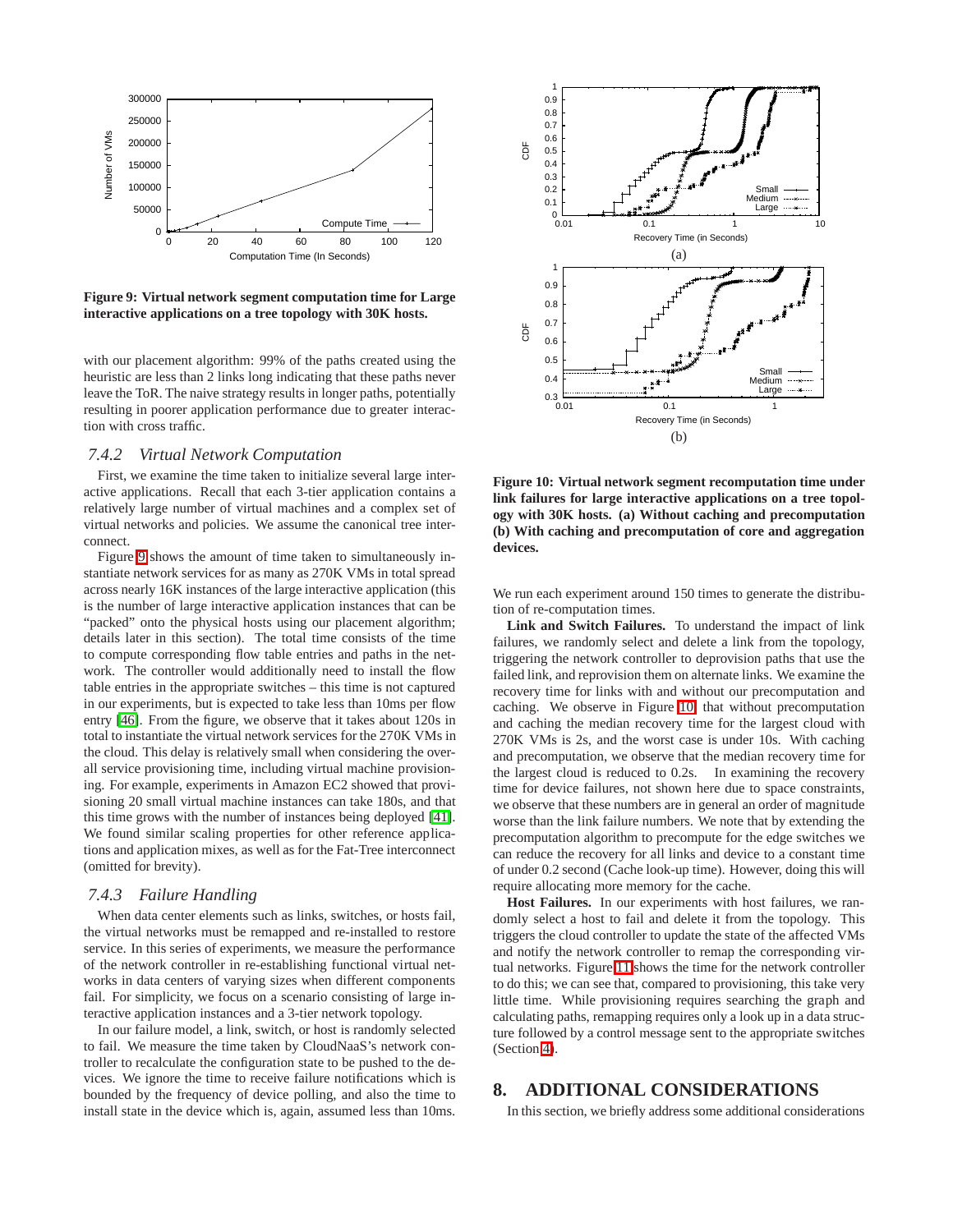**Figure 9: Virtual network segment computation time for Large interactive applications on a tree topology with 30K hosts.**

with our placement algorithm: 99% of the paths created using the heuristic are less than 2 links long indicating that these paths never leave the ToR. The naive strategy results in longer paths, potentially resulting in poorer application performance due to greater interaction with cross traffic.

### *7.4.2 Virtual Network Computation*

First, we examine the time taken to initialize several large interactive applications. Recall that each 3-tier application contains a relatively large number of virtual machines and a complex set of virtual networks and policies. We assume the canonical tree interconnect.

Figure 9 shows the amount of time taken to simultaneously instantiate network services for as many as 270K VMs in total spread across nearly 16K instances of the large interactive application (this is the number of large interactive application instances that can be "packed" onto the physical hosts using our placement algorithm; details later in this section). The total time consists of the time to compute corresponding flow table entries and paths in the network. The controller would additionally need to install the flow table entries in the appropriate switches – this time is not captured in our experiments, but is expected to take less than 10ms per flow entry [46]. From the figure, we observe that it takes about 120s in total to instantiate the virtual network services for the 270K VMs in the cloud. This delay is relatively small when considering the overall service provisioning time, including virtual machine provisioning. For example, experiments in Amazon EC2 showed that provisioning 20 small virtual machine instances can take 180s, and that this time grows with the number of instances being deployed [41]. We found similar scaling properties for other reference applications and application mixes, as well as for the Fat-Tree interconnect (omitted for brevity).

### *7.4.3 Failure Handling*

When data center elements such as links, switches, or hosts fail, the virtual networks must be remapped and re-installed to restore service. In this series of experiments, we measure the performance of the network controller in re-establishing functional virtual networks in data centers of varying sizes when different components fail. For simplicity, we focus on a scenario consisting of large interactive application instances and a 3-tier network topology.

In our failure model, a link, switch, or host is randomly selected to fail. We measure the time taken by CloudNaaS's network controller to recalculate the configuration state to be pushed to the devices. We ignore the time to receive failure notifications which is bounded by the frequency of device polling, and also the time to install state in the device which is, again, assumed less than 10ms.

**Figure 10: Virtual network segment recomputation time under link failures for large interactive applications on a tree topology with 30K hosts. (a) Without caching and precomputation (b) With caching and precomputation of core and aggregation devices.**

We run each experiment around 150 times to generate the distribution of re-computation times.

**Link and Switch Failures.** To understand the impact of link failures, we randomly select and delete a link from the topology, triggering the network controller to deprovision paths that use the failed link, and reprovision them on alternate links. We examine the recovery time for links with and without our precomputation and caching. We observe in Figure 10 that without precomputation and caching the median recovery time for the largest cloud with 270K VMs is 2s, and the worst case is under 10s. With caching and precomputation, we observe that the median recovery time for the largest cloud is reduced to 0.2s. In examining the recovery time for device failures, not shown here due to space constraints, we observe that these numbers are in general an order of magnitude worse than the link failure numbers. We note that by extending the precomputation algorithm to precompute for the edge switches we can reduce the recovery for all links and device to a constant time of under 0.2 second (Cache look-up time). However, doing this will require allocating more memory for the cache.

**Host Failures.** In our experiments with host failures, we randomly select a host to fail and delete it from the topology. This triggers the cloud controller to update the state of the affected VMs and notify the network controller to remap the corresponding virtual networks. Figure 11 shows the time for the network controller to do this; we can see that, compared to provisioning, this take very little time. While provisioning requires searching the graph and calculating paths, remapping requires only a look up in a data structure followed by a control message sent to the appropriate switches (Section 4).

## 8. ADDITIONAL CONSIDERATIONS

In this section, we briefly address some additional considerations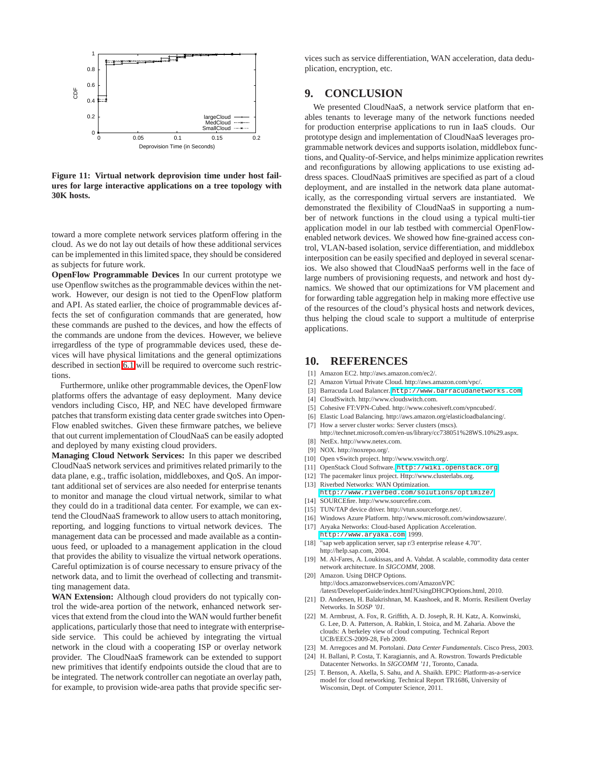Figure 11: Virtual network deprovision time under host failures for large interactive applications on a tree topology with 30K hosts.

toward a more complete network services platform offering in the cloud. As we do not lay out details of how these additional services can be implemented in this limited space, they should be considered as subjects for future work.

**OpenFlow Programmable Devices** In our current prototype we use Openflow switches as the programmable devices within the network. However, our design is not tied to the OpenFlow platform and API. As stated earlier, the choice of programmable devices affects the set of configuration commands that are generated, how these commands are pushed to the devices, and how the effects of the commands are undone from the devices. However, we believe irregardless of the type of programmable devices used, these devices will have physical limitations and the general optimizations described in section 6.1 will be required to overcome such restrictions.

Furthermore, unlike other programmable devices, the OpenFlow platforms offers the advantage of easy deployment. Many device vendors including Cisco, HP, and NEC have developed firmware patches that transform existing data center grade switches into OpenFlow enabled switches. Given these firmware patches, we believe that out current implementation of CloudNaaS can be easily adopted and deployed by many existing cloud providers.

**Managing Cloud Network Services:** In this paper we described CloudNaaS network services and primitives related primarily to the data plane, e.g., traffic isolation, middleboxes, and QoS. An important additional set of services are also needed for enterprise tenants to monitor and manage the cloud virtual network, similar to what they could do in a traditional data center. For example, we can extend the CloudNaaS framework to allow users to attach monitoring, reporting, and logging functions to virtual network devices. The management data can be processed and made available as a continuous feed, or uploaded to a management application in the cloud that provides the ability to visualize the virtual network operations. Careful optimization is of course necessary to ensure privacy of the network data, and to limit the overhead of collecting and transmitting management data.

**WAN Extension:** Although cloud providers do not typically control the wide-area portion of the network, enhanced network services that extend from the cloud into the WAN would further benefit applications, particularly those that need to integrate with enterprise-side service. This could be achieved by integrating the virtual network in the cloud with a cooperating ISP or overlay network provider. The CloudNaaS framework can be extended to support new primitives that identify endpoints outside the cloud that are to be integrated. The network controller can negotiate an overlay path, for example, to provision wide-area paths that provide specific services such as service differentiation, WAN acceleration, data deduplication, encryption, etc.

# 9. CONCLUSION

We presented CloudNaaS, a network service platform that enables tenants to leverage many of the network functions needed for production enterprise applications to run in IaaS clouds. Our prototype design and implementation of CloudNaaS leverages programmable network devices and supports isolation, middlebox functions, and Quality-of-Service, and helps minimize application rewrites and reconfigurations by allowing applications to use existing address spaces. CloudNaaS primitives are specified as part of a cloud deployment, and are installed in the network data plane automatically, as the corresponding virtual servers are instantiated. We demonstrated the flexibility of CloudNaaS in supporting a number of network functions in the cloud using a typical multi-tier application model in our lab testbed with commercial OpenFlow-enabled network devices. We showed how fine-grained access control, VLAN-based isolation, service differentiation, and middlebox interposition can be easily specified and deployed in several scenarios. We also showed that CloudNaaS performs well in the face of large numbers of provisioning requests, and network and host dynamics. We showed that our optimizations for VM placement and for forwarding table aggregation help in making more effective use of the resources of the cloud's physical hosts and network devices, thus helping the cloud scale to support a multitude of enterprise applications.

# 10. REFERENCES

[1] Amazon EC2. http://aws.amazon.com/ec2/.

[2] Amazon Virtual Private Cloud. http://aws.amazon.com/vpc/.

[3] Barracuda Load Balancer. http://www.barracudanetworks.com.

[4] CloudSwitch. http://www.cloudswitch.com.

[5] Cohesive FT:VPN-Cubed. http://www.cohesiveft.com/vpncubed/.

[6] Elastic Load Balancing. http://aws.amazon.org/elasticloadbalancing/.

[7] How a server cluster works: Server clusters (mscs). http://technet.microsoft.com/en-us/library/cc738051%28WS.10%29.aspx.

[8] NetEx. http://www.netex.com.

[9] NOX. http://noxrepo.org/.

[10] Open vSwitch project. http://www.vswitch.org/.

[11] OpenStack Cloud Software. http://wiki.openstack.org.

[12] The pacemaker linux project. Http://www.clusterlabs.org.

[13] Riverbed Networks: WAN Optimization. http://www.riverbed.com/solutions/optimize/.

[14] SOURCEfire. http://www.sourcefire.com.

[15] TUN/TAP device driver. http://vtun.sourceforge.net/.

[16] Windows Azure Platform. http://www.microsoft.com/windowsazure/.

[17] Aryaka Networks: Cloud-based Application Acceleration. http://www.aryaka.com. 1999.

[18] "sap web application server, sap r/3 enterprise release 4.70". http://help.sap.com, 2004.

[19] M. Al-Fares, A. Loukissas, and A. Vahdat. A scalable, commodity data center network architecture. In *SIGCOMM*, 2008.

[20] Amazon. Using DHCP Options. http://docs.amazonwebservices.com/AmazonVPC /latest/DeveloperGuide/index.html?UsingDHCPOptions.html, 2010.

[21] D. Andersen, H. Balakrishnan, M. Kaashoek, and R. Morris. Resilient Overlay Networks. In *SOSP '01*.

[22] M. Armbrust, A. Fox, R. Griffith, A. D. Joseph, R. H. Katz, A. Konwinski, G. Lee, D. A. Patterson, A. Rabkin, I. Stoica, and M. Zaharia. Above the clouds: A berkeley view of cloud computing. Technical Report UCB/EECS-2009-28, Feb 2009.

[23] M. Arregoces and M. Portolani. *Data Center Fundamentals*. Cisco Press, 2003.

[24] H. Ballani, P. Costa, T. Karagiannis, and A. Rowstron. Towards Predictable Datacenter Networks. In *SIGCOMM '11*, Toronto, Canada.

[25] T. Benson, A. Akella, S. Sahu, and A. Shaikh. EPIC: Platform-as-a-service model for cloud networking. Technical Report TR1686, University of Wisconsin, Dept. of Computer Science, 2011.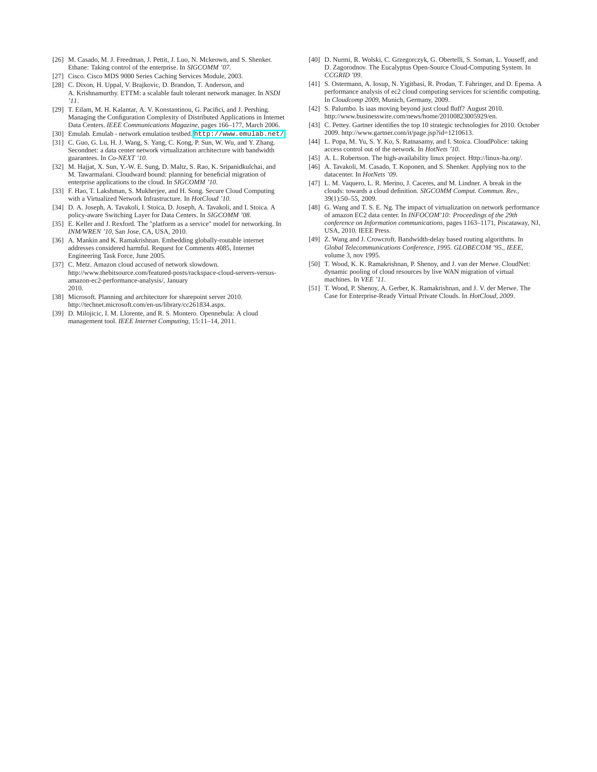[26] M. Casado, M. J. Freedman, J. Pettit, J. Luo, N. Mckeown, and S. Shenker. Ethane: Taking control of the enterprise. In *SIGCOMM '07*.

[27] Cisco. Cisco MDS 9000 Series Caching Services Module, 2003.

[28] C. Dixon, H. Uppal, V. Brajkovic, D. Brandon, T. Anderson, and A. Krishnamurthy. ETTM: a scalable fault tolerant network manager. In *NSDI '11*.

[29] T. Eilam, M. H. Kalantar, A. V. Konstantinou, G. Pacifici, and J. Pershing. Managing the Configuration Complexity of Distributed Applications in Internet Data Centers. *IEEE Communications Magazine*, pages 166–177, March 2006.

[30] Emulab. Emulab - network emulation testbed. http://www.emulab.net/

[31] C. Guo, G. Lu, H. J. Wang, S. Yang, C. Kong, P. Sun, W. Wu, and Y. Zhang. Secondnet: a data center network virtualization architecture with bandwidth guarantees. In *Co-NEXT '10*.

[32] M. Hajjat, X. Sun, Y.-W. E. Sung, D. Maltz, S. Rao, K. Sripanidkulchai, and M. Tawarmalani. Cloudward bound: planning for beneficial migration of enterprise applications to the cloud. In *SIGCOMM '10*.

[33] F. Hao, T. Lakshman, S. Mukherjee, and H. Song. Secure Cloud Computing with a Virtualized Network Infrastructure. In *HotCloud '10*.

[34] D. A. Joseph, A. Tavakoli, I. Stoica, D. Joseph, A. Tavakoli, and I. Stoica. A policy-aware Switching Layer for Data Centers. In *SIGCOMM '08*.

[35] E. Keller and J. Rexford. The "platform as a service" model for networking. In *INM/WREN '10*, San Jose, CA, USA, 2010.

[36] A. Mankin and K. Ramakrishnan. Embedding globally-routable internet addresses considered harmful. Request for Comments 4085, Internet Engineering Task Force, June 2005.

[37] C. Metz. Amazon cloud accused of network slowdown. http://www.thebitsource.com/featured-posts/rackspace-cloud-servers-versus-amazon-ec2-performance-analysis/, January 2010.

[38] Microsoft. Planning and architecture for sharepoint server 2010. http://technet.microsoft.com/en-us/library/cc261834.aspx.

[39] D. Milojicic, I. M. Llorente, and R. S. Montero. Opennebula: A cloud management tool. *IEEE Internet Computing*, 15:11–14, 2011.

[40] D. Nurmi, R. Wolski, C. Grzegorczyk, G. Obertelli, S. Soman, L. Youseff, and D. Zagorodnov. The Eucalyptus Open-Source Cloud-Computing System. In *CCGRID '09*.

[41] S. Ostermann, A. Iosup, N. Yigitbasi, R. Prodan, T. Fahringer, and D. Epema. A performance analysis of ec2 cloud computing services for scientific computing. In *Cloudcomp 2009*, Munich, Germany, 2009.

[42] S. Palumbo. Is iaas moving beyond just cloud fluff? August 2010. http://www.businesswire.com/news/home/20100823005929/en.

[43] C. Pettey. Gartner identifies the top 10 strategic technologies for 2010. October 2009. http://www.gartner.com/it/page.jsp?id=1210613.

[44] L. Popa, M. Yu, S. Y. Ko, S. Ratnasamy, and I. Stoica. CloudPolice: taking access control out of the network. In *HotNets '10*.

[45] A. L. Robertson. The high-availability linux project. Http://linux-ha.org/.

[46] A. Tavakoli, M. Casado, T. Koponen, and S. Shenker. Applying nox to the datacenter. In *HotNets '09*.

[47] L. M. Vaquero, L. R. Merino, J. Caceres, and M. Lindner. A break in the clouds: towards a cloud definition. *SIGCOMM Comput. Commun. Rev.*, 39(1):50–55, 2009.

[48] G. Wang and T. S. E. Ng. The impact of virtualization on network performance of amazon EC2 data center. In *INFOCOM'10: Proceedings of the 29th conference on Information communications*, pages 1163–1171, Piscataway, NJ, USA, 2010. IEEE Press.

[49] Z. Wang and J. Crowcroft. Bandwidth-delay based routing algorithms. In *Global Telecommunications Conference, 1995. GLOBECOM '95., IEEE*, volume 3, nov 1995.

[50] T. Wood, K. K. Ramakrishnan, P. Shenoy, and J. van der Merwe. CloudNet: dynamic pooling of cloud resources by live WAN migration of virtual machines. In *VEE '11*.

[51] T. Wood, P. Shenoy, A. Gerber, K. Ramakrishnan, and J. V. der Merwe. The Case for Enterprise-Ready Virtual Private Clouds. In *HotCloud, 2009*.